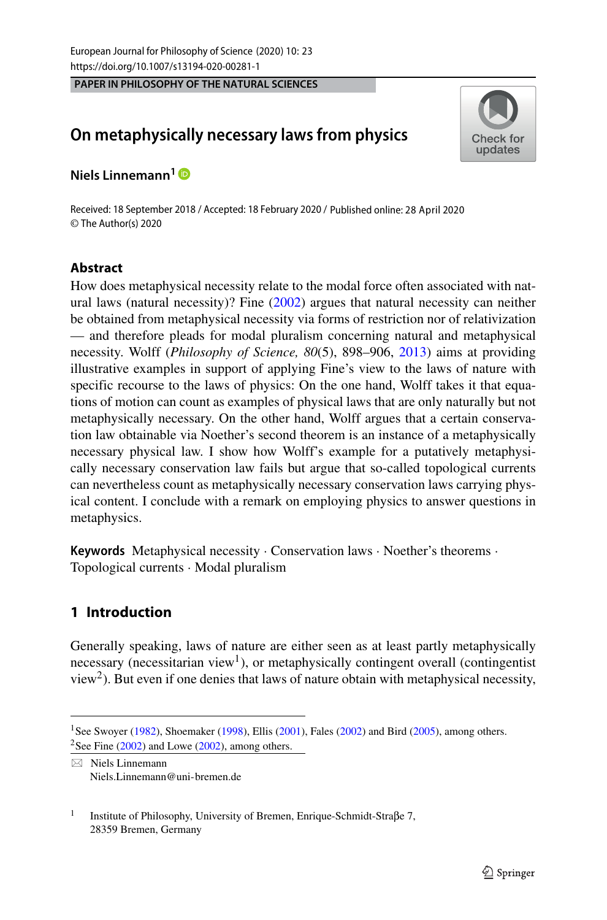PAPER IN PHILOSOPHY OF THE NATURAL SCIENCES

# On metaphysically necessary laws from physics

**Niels Linnemann**[1]

Received: 18 September 2018 / Accepted: 18 February 2020 / Published online: 28 April 2020
© The Author(s) 2020

## Abstract

How does metaphysical necessity relate to the modal force often associated with natural laws (natural necessity)? Fine (2002) argues that natural necessity can neither be obtained from metaphysical necessity via forms of restriction nor of relativization — and therefore pleads for modal pluralism concerning natural and metaphysical necessity. Wolff (*Philosophy of Science, 80*(5), 898–906, 2013) aims at providing illustrative examples in support of applying Fine's view to the laws of nature with specific recourse to the laws of physics: On the one hand, Wolff takes it that equations of motion can count as examples of physical laws that are only naturally but not metaphysically necessary. On the other hand, Wolff argues that a certain conservation law obtainable via Noether's second theorem is an instance of a metaphysically necessary physical law. I show how Wolff's example for a putatively metaphysically necessary conservation law fails but argue that so-called topological currents can nevertheless count as metaphysically necessary conservation laws carrying physical content. I conclude with a remark on employing physics to answer questions in metaphysics.

**Keywords** Metaphysical necessity · Conservation laws · Noether's theorems · Topological currents · Modal pluralism

## 1 Introduction

Generally speaking, laws of nature are either seen as at least partly metaphysically necessary (necessitarian view[1]), or metaphysically contingent overall (contingentist view[2]). But even if one denies that laws of nature obtain with metaphysical necessity,

---

[1] See Swoyer (1982), Shoemaker (1998), Ellis (2001), Fales (2002) and Bird (2005), among others.
[2] See Fine (2002) and Lowe (2002), among others.

✉ Niels Linnemann
Niels.Linnemann@uni-bremen.de

[1] Institute of Philosophy, University of Bremen, Enrique-Schmidt-Straβe 7, 28359 Bremen, Germany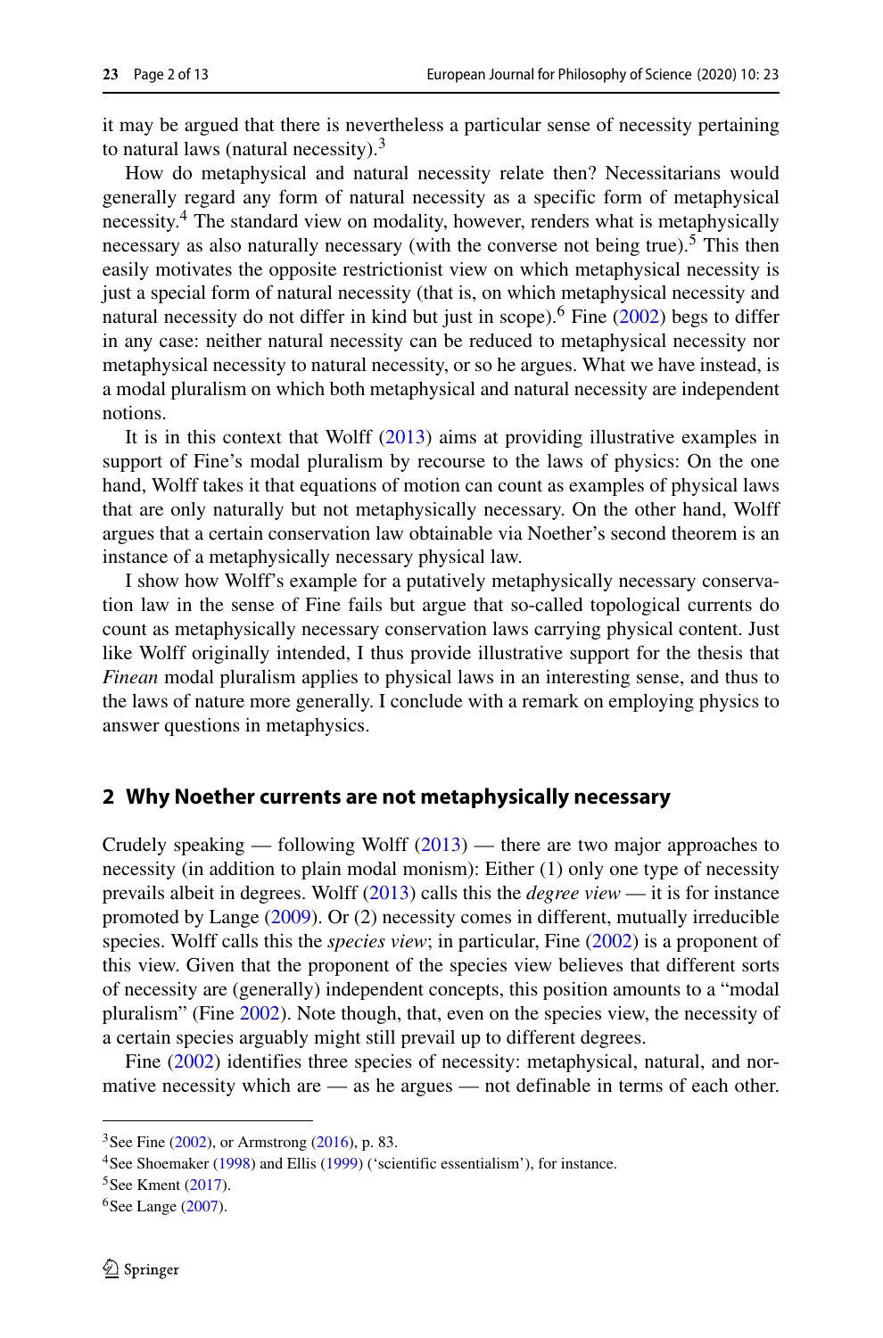it may be argued that there is nevertheless a particular sense of necessity pertaining to natural laws (natural necessity).[3]

How do metaphysical and natural necessity relate then? Necessitarians would generally regard any form of natural necessity as a specific form of metaphysical necessity.[4] The standard view on modality, however, renders what is metaphysically necessary as also naturally necessary (with the converse not being true).[5] This then easily motivates the opposite restrictionist view on which metaphysical necessity is just a special form of natural necessity (that is, on which metaphysical necessity and natural necessity do not differ in kind but just in scope).[6] Fine (2002) begs to differ in any case: neither natural necessity can be reduced to metaphysical necessity nor metaphysical necessity to natural necessity, or so he argues. What we have instead, is a modal pluralism on which both metaphysical and natural necessity are independent notions.

It is in this context that Wolff (2013) aims at providing illustrative examples in support of Fine's modal pluralism by recourse to the laws of physics: On the one hand, Wolff takes it that equations of motion can count as examples of physical laws that are only naturally but not metaphysically necessary. On the other hand, Wolff argues that a certain conservation law obtainable via Noether's second theorem is an instance of a metaphysically necessary physical law.

I show how Wolff's example for a putatively metaphysically necessary conservation law in the sense of Fine fails but argue that so-called topological currents do count as metaphysically necessary conservation laws carrying physical content. Just like Wolff originally intended, I thus provide illustrative support for the thesis that *Finean* modal pluralism applies to physical laws in an interesting sense, and thus to the laws of nature more generally. I conclude with a remark on employing physics to answer questions in metaphysics.

## 2 Why Noether currents are not metaphysically necessary

Crudely speaking — following Wolff (2013) — there are two major approaches to necessity (in addition to plain modal monism): Either (1) only one type of necessity prevails albeit in degrees. Wolff (2013) calls this the *degree view* — it is for instance promoted by Lange (2009). Or (2) necessity comes in different, mutually irreducible species. Wolff calls this the *species view*; in particular, Fine (2002) is a proponent of this view. Given that the proponent of the species view believes that different sorts of necessity are (generally) independent concepts, this position amounts to a "modal pluralism" (Fine 2002). Note though, that, even on the species view, the necessity of a certain species arguably might still prevail up to different degrees.

Fine (2002) identifies three species of necessity: metaphysical, natural, and normative necessity which are — as he argues — not definable in terms of each other.

---

[3] See Fine (2002), or Armstrong (2016), p. 83.

[4] See Shoemaker (1998) and Ellis (1999) ('scientific essentialism'), for instance.

[5] See Kment (2017).

[6] See Lange (2007).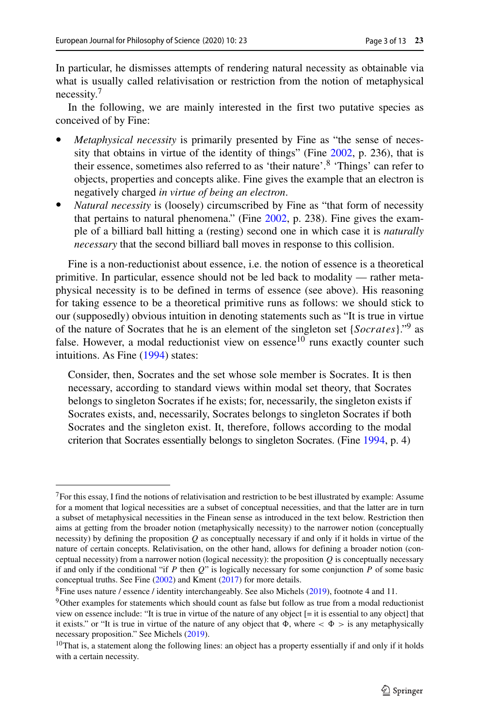In particular, he dismisses attempts of rendering natural necessity as obtainable via what is usually called relativisation or restriction from the notion of metaphysical necessity.[7]

In the following, we are mainly interested in the first two putative species as conceived of by Fine:

- *Metaphysical necessity* is primarily presented by Fine as "the sense of necessity that obtains in virtue of the identity of things" (Fine 2002, p. 236), that is their essence, sometimes also referred to as 'their nature'.[8] 'Things' can refer to objects, properties and concepts alike. Fine gives the example that an electron is negatively charged *in virtue of being an electron*.
- *Natural necessity* is (loosely) circumscribed by Fine as "that form of necessity that pertains to natural phenomena." (Fine 2002, p. 238). Fine gives the example of a billiard ball hitting a (resting) second one in which case it is *naturally necessary* that the second billiard ball moves in response to this collision.

Fine is a non-reductionist about essence, i.e. the notion of essence is a theoretical primitive. In particular, essence should not be led back to modality — rather metaphysical necessity is to be defined in terms of essence (see above). His reasoning for taking essence to be a theoretical primitive runs as follows: we should stick to our (supposedly) obvious intuition in denoting statements such as "It is true in virtue of the nature of Socrates that he is an element of the singleton set $\{Socrates\}$."[9] as false. However, a modal reductionist view on essence[10] runs exactly counter such intuitions. As Fine (1994) states:

> Consider, then, Socrates and the set whose sole member is Socrates. It is then necessary, according to standard views within modal set theory, that Socrates belongs to singleton Socrates if he exists; for, necessarily, the singleton exists if Socrates exists, and, necessarily, Socrates belongs to singleton Socrates if both Socrates and the singleton exist. It, therefore, follows according to the modal criterion that Socrates essentially belongs to singleton Socrates. (Fine 1994, p. 4)

---

[7] For this essay, I find the notions of relativisation and restriction to be best illustrated by example: Assume for a moment that logical necessities are a subset of conceptual necessities, and that the latter are in turn a subset of metaphysical necessities in the Finean sense as introduced in the text below. Restriction then aims at getting from the broader notion (metaphysically necessity) to the narrower notion (conceptually necessity) by defining the proposition $Q$ as conceptually necessary if and only if it holds in virtue of the nature of certain concepts. Relativisation, on the other hand, allows for defining a broader notion (conceptual necessity) from a narrower notion (logical necessity): the proposition $Q$ is conceptually necessary if and only if the conditional "if $P$ then $Q$" is logically necessary for some conjunction $P$ of some basic conceptual truths. See Fine (2002) and Kment (2017) for more details.

[8] Fine uses nature / essence / identity interchangeably. See also Michels (2019), footnote 4 and 11.

[9] Other examples for statements which should count as false but follow as true from a modal reductionist view on essence include: "It is true in virtue of the nature of any object [= it is essential to any object] that it exists." or "It is true in virtue of the nature of any object that $\Phi$, where $< \Phi >$ is any metaphysically necessary proposition." See Michels (2019).

[10] That is, a statement along the following lines: an object has a property essentially if and only if it holds with a certain necessity.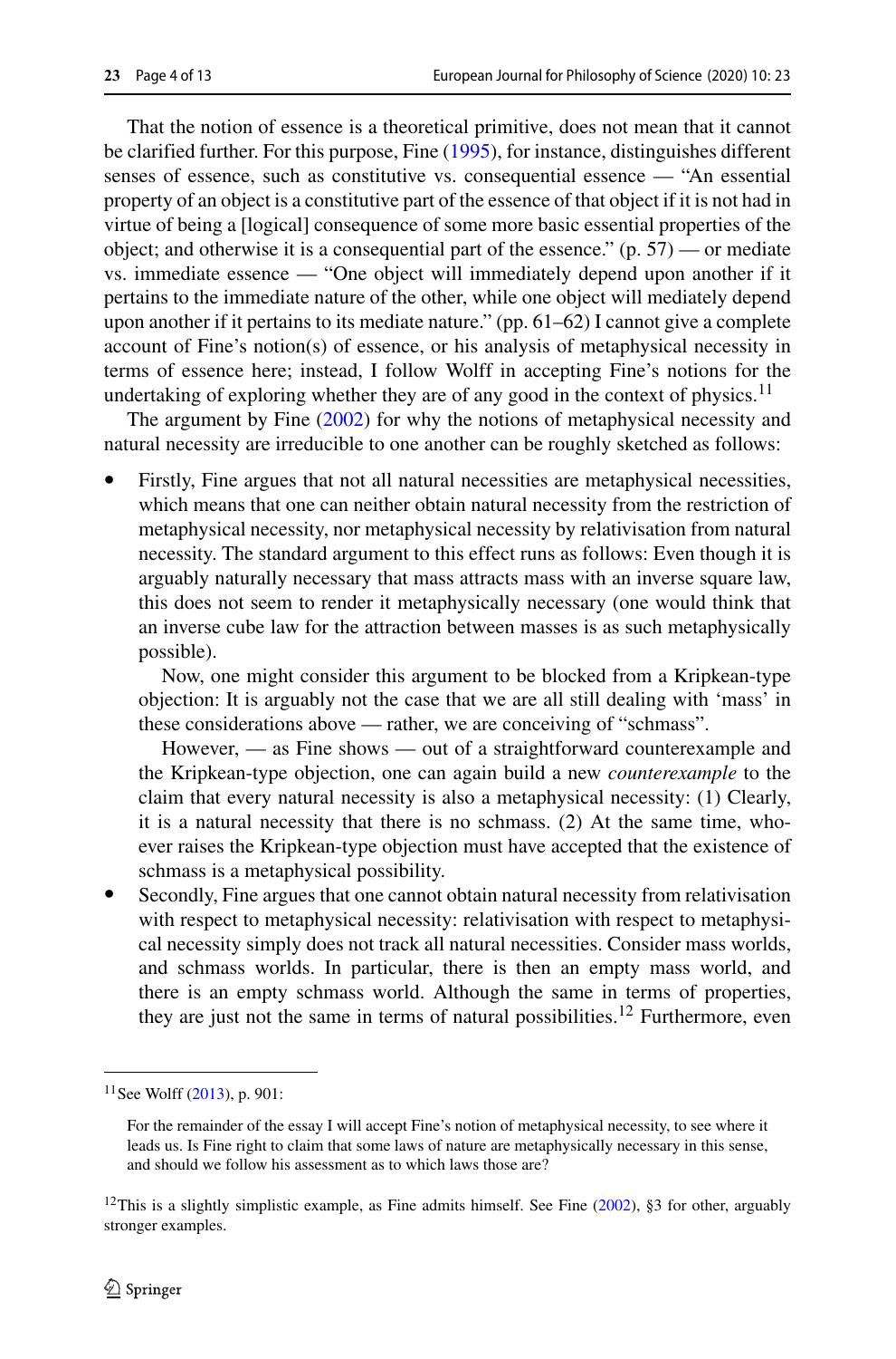That the notion of essence is a theoretical primitive, does not mean that it cannot be clarified further. For this purpose, Fine (1995), for instance, distinguishes different senses of essence, such as constitutive vs. consequential essence — "An essential property of an object is a constitutive part of the essence of that object if it is not had in virtue of being a [logical] consequence of some more basic essential properties of the object; and otherwise it is a consequential part of the essence." (p. 57) — or mediate vs. immediate essence — "One object will immediately depend upon another if it pertains to the immediate nature of the other, while one object will mediately depend upon another if it pertains to its mediate nature." (pp. 61–62) I cannot give a complete account of Fine's notion(s) of essence, or his analysis of metaphysical necessity in terms of essence here; instead, I follow Wolff in accepting Fine's notions for the undertaking of exploring whether they are of any good in the context of physics.[11]

The argument by Fine (2002) for why the notions of metaphysical necessity and natural necessity are irreducible to one another can be roughly sketched as follows:

- Firstly, Fine argues that not all natural necessities are metaphysical necessities, which means that one can neither obtain natural necessity from the restriction of metaphysical necessity, nor metaphysical necessity by relativisation from natural necessity. The standard argument to this effect runs as follows: Even though it is arguably naturally necessary that mass attracts mass with an inverse square law, this does not seem to render it metaphysically necessary (one would think that an inverse cube law for the attraction between masses is as such metaphysically possible).

  Now, one might consider this argument to be blocked from a Kripkean-type objection: It is arguably not the case that we are all still dealing with 'mass' in these considerations above — rather, we are conceiving of "schmass".

  However, — as Fine shows — out of a straightforward counterexample and the Kripkean-type objection, one can again build a new *counterexample* to the claim that every natural necessity is also a metaphysical necessity: (1) Clearly, it is a natural necessity that there is no schmass. (2) At the same time, whoever raises the Kripkean-type objection must have accepted that the existence of schmass is a metaphysical possibility.
- Secondly, Fine argues that one cannot obtain natural necessity from relativisation with respect to metaphysical necessity: relativisation with respect to metaphysical necessity simply does not track all natural necessities. Consider mass worlds, and schmass worlds. In particular, there is then an empty mass world, and there is an empty schmass world. Although the same in terms of properties, they are just not the same in terms of natural possibilities.[12] Furthermore, even

---

[11] See Wolff (2013), p. 901:

> For the remainder of the essay I will accept Fine's notion of metaphysical necessity, to see where it leads us. Is Fine right to claim that some laws of nature are metaphysically necessary in this sense, and should we follow his assessment as to which laws those are?

[12] This is a slightly simplistic example, as Fine admits himself. See Fine (2002), §3 for other, arguably stronger examples.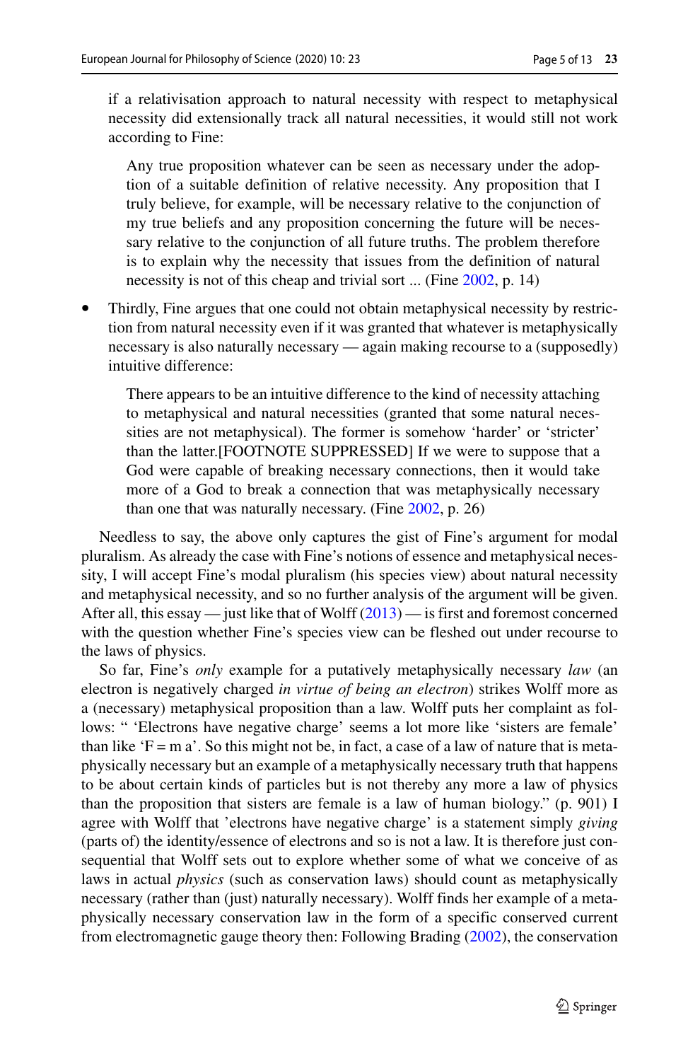if a relativisation approach to natural necessity with respect to metaphysical necessity did extensionally track all natural necessities, it would still not work according to Fine:

> Any true proposition whatever can be seen as necessary under the adoption of a suitable definition of relative necessity. Any proposition that I truly believe, for example, will be necessary relative to the conjunction of my true beliefs and any proposition concerning the future will be necessary relative to the conjunction of all future truths. The problem therefore is to explain why the necessity that issues from the definition of natural necessity is not of this cheap and trivial sort ... (Fine 2002, p. 14)

- Thirdly, Fine argues that one could not obtain metaphysical necessity by restriction from natural necessity even if it was granted that whatever is metaphysically necessary is also naturally necessary — again making recourse to a (supposedly) intuitive difference:

> There appears to be an intuitive difference to the kind of necessity attaching to metaphysical and natural necessities (granted that some natural necessities are not metaphysical). The former is somehow 'harder' or 'stricter' than the latter.[FOOTNOTE SUPPRESSED] If we were to suppose that a God were capable of breaking necessary connections, then it would take more of a God to break a connection that was metaphysically necessary than one that was naturally necessary. (Fine 2002, p. 26)

Needless to say, the above only captures the gist of Fine's argument for modal pluralism. As already the case with Fine's notions of essence and metaphysical necessity, I will accept Fine's modal pluralism (his species view) about natural necessity and metaphysical necessity, and so no further analysis of the argument will be given. After all, this essay — just like that of Wolff (2013) — is first and foremost concerned with the question whether Fine's species view can be fleshed out under recourse to the laws of physics.

So far, Fine's *only* example for a putatively metaphysically necessary *law* (an electron is negatively charged *in virtue of being an electron*) strikes Wolff more as a (necessary) metaphysical proposition than a law. Wolff puts her complaint as follows: " 'Electrons have negative charge' seems a lot more like 'sisters are female' than like 'F = m a'. So this might not be, in fact, a case of a law of nature that is metaphysically necessary but an example of a metaphysically necessary truth that happens to be about certain kinds of particles but is not thereby any more a law of physics than the proposition that sisters are female is a law of human biology." (p. 901) I agree with Wolff that 'electrons have negative charge' is a statement simply *giving* (parts of) the identity/essence of electrons and so is not a law. It is therefore just consequential that Wolff sets out to explore whether some of what we conceive of as laws in actual *physics* (such as conservation laws) should count as metaphysically necessary (rather than (just) naturally necessary). Wolff finds her example of a metaphysically necessary conservation law in the form of a specific conserved current from electromagnetic gauge theory then: Following Brading (2002), the conservation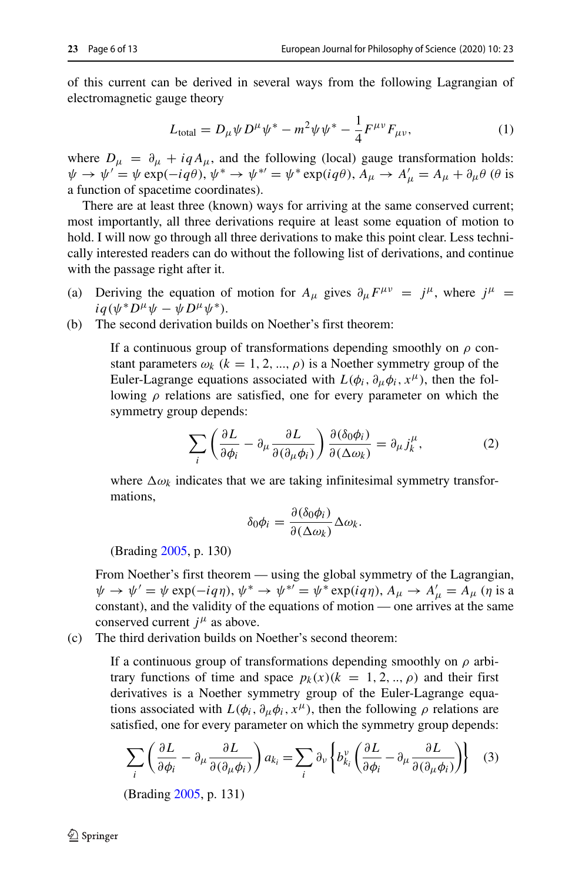of this current can be derived in several ways from the following Lagrangian of electromagnetic gauge theory

$$L_{\text{total}} = D_\mu \psi D^\mu \psi^* - m^2 \psi \psi^* - \frac{1}{4} F^{\mu\nu} F_{\mu\nu}, \tag{1}$$

where $D_\mu = \partial_\mu + iqA_\mu$, and the following (local) gauge transformation holds: $\psi \rightarrow \psi' = \psi \exp(-iq\theta)$, $\psi^* \rightarrow \psi^{*\prime} = \psi^* \exp(iq\theta)$, $A_\mu \rightarrow A'_\mu = A_\mu + \partial_\mu \theta$ ($\theta$ is a function of spacetime coordinates).

There are at least three (known) ways for arriving at the same conserved current; most importantly, all three derivations require at least some equation of motion to hold. I will now go through all three derivations to make this point clear. Less technically interested readers can do without the following list of derivations, and continue with the passage right after it.

(a) Deriving the equation of motion for $A_\mu$ gives $\partial_\mu F^{\mu\nu} = j^\mu$, where $j^\mu = iq(\psi^* D^\mu \psi - \psi D^\mu \psi^*)$.

(b) The second derivation builds on Noether's first theorem:

> If a continuous group of transformations depending smoothly on $\rho$ constant parameters $\omega_k$ ($k = 1, 2, ..., \rho$) is a Noether symmetry group of the Euler-Lagrange equations associated with $L(\phi_i, \partial_\mu \phi_i, x^\mu)$, then the following $\rho$ relations are satisfied, one for every parameter on which the symmetry group depends:
>
> $$\sum_i \left( \frac{\partial L}{\partial \phi_i} - \partial_\mu \frac{\partial L}{\partial(\partial_\mu \phi_i)} \right) \frac{\partial(\delta_0 \phi_i)}{\partial(\Delta\omega_k)} = \partial_\mu j^\mu_k, \tag{2}$$
>
> where $\Delta\omega_k$ indicates that we are taking infinitesimal symmetry transformations,
>
> $$\delta_0 \phi_i = \frac{\partial(\delta_0 \phi_i)}{\partial(\Delta\omega_k)} \Delta\omega_k.$$
>
> (Brading 2005, p. 130)

From Noether's first theorem — using the global symmetry of the Lagrangian, $\psi \rightarrow \psi' = \psi \exp(-iq\eta)$, $\psi^* \rightarrow \psi^{*\prime} = \psi^* \exp(iq\eta)$, $A_\mu \rightarrow A'_\mu = A_\mu$ ($\eta$ is a constant), and the validity of the equations of motion — one arrives at the same conserved current $j^\mu$ as above.

(c) The third derivation builds on Noether's second theorem:

> If a continuous group of transformations depending smoothly on $\rho$ arbitrary functions of time and space $p_k(x)$ ($k = 1, 2, .., \rho$) and their first derivatives is a Noether symmetry group of the Euler-Lagrange equations associated with $L(\phi_i, \partial_\mu \phi_i, x^\mu)$, then the following $\rho$ relations are satisfied, one for every parameter on which the symmetry group depends:
>
> $$\sum_i \left( \frac{\partial L}{\partial \phi_i} - \partial_\mu \frac{\partial L}{\partial(\partial_\mu \phi_i)} \right) a_{k_i} = \sum_i \partial_\nu \left\{ b^\nu_{k_i} \left( \frac{\partial L}{\partial \phi_i} - \partial_\mu \frac{\partial L}{\partial(\partial_\mu \phi_i)} \right) \right\} \tag{3}$$
>
> (Brading 2005, p. 131)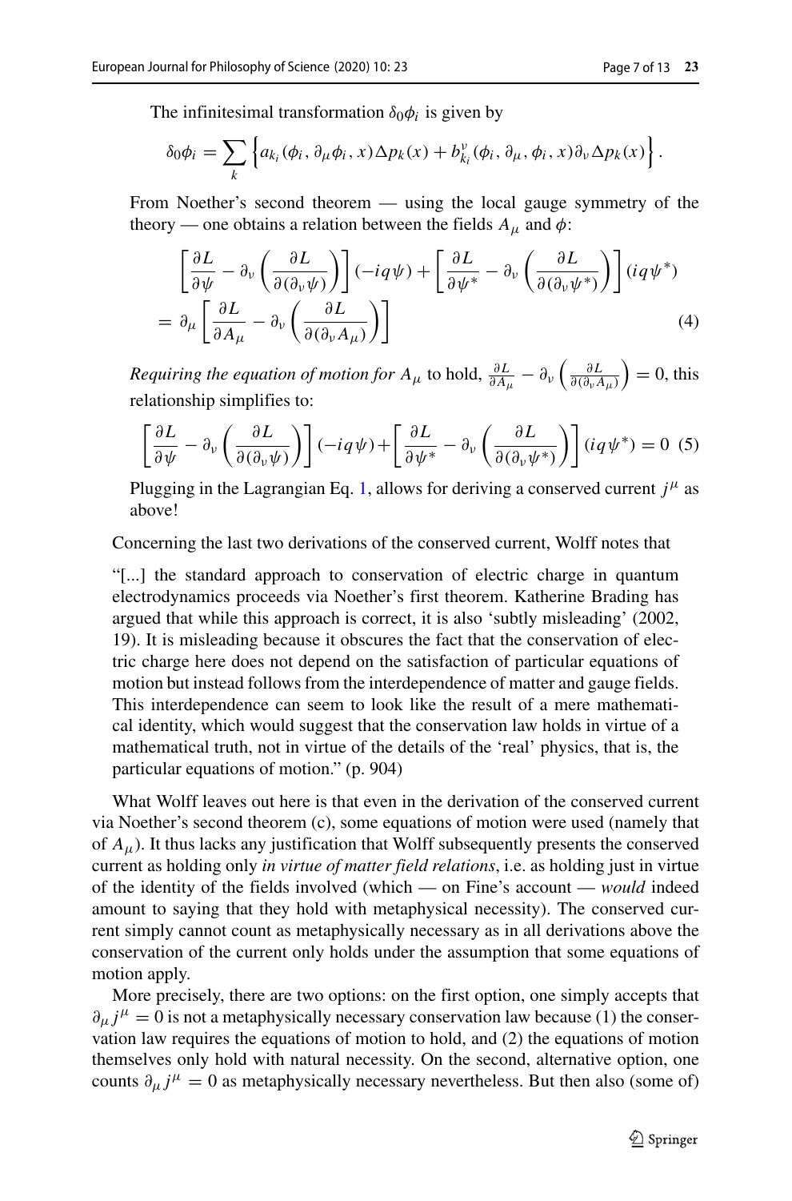The infinitesimal transformation $\delta_0 \phi_i$ is given by

$$\delta_0 \phi_i = \sum_k \left\{ a_{k_i}(\phi_i, \partial_\mu \phi_i, x) \Delta p_k(x) + b^\nu_{k_i}(\phi_i, \partial_\mu, \phi_i, x) \partial_\nu \Delta p_k(x) \right\}.$$

From Noether's second theorem — using the local gauge symmetry of the theory — one obtains a relation between the fields $A_\mu$ and $\phi$:

$$\left[ \frac{\partial L}{\partial \psi} - \partial_\nu \left( \frac{\partial L}{\partial(\partial_\nu \psi)} \right) \right] (-iq\psi) + \left[ \frac{\partial L}{\partial \psi^*} - \partial_\nu \left( \frac{\partial L}{\partial(\partial_\nu \psi^*)} \right) \right] (iq\psi^*)$$
$$= \partial_\mu \left[ \frac{\partial L}{\partial A_\mu} - \partial_\nu \left( \frac{\partial L}{\partial(\partial_\nu A_\mu)} \right) \right] \tag{4}$$

*Requiring the equation of motion for* $A_\mu$ to hold, $\frac{\partial L}{\partial A_\mu} - \partial_\nu \left( \frac{\partial L}{\partial(\partial_\nu A_\mu)} \right) = 0$, this relationship simplifies to:

$$\left[ \frac{\partial L}{\partial \psi} - \partial_\nu \left( \frac{\partial L}{\partial(\partial_\nu \psi)} \right) \right] (-iq\psi) + \left[ \frac{\partial L}{\partial \psi^*} - \partial_\nu \left( \frac{\partial L}{\partial(\partial_\nu \psi^*)} \right) \right] (iq\psi^*) = 0 \tag{5}$$

Plugging in the Lagrangian Eq. 1, allows for deriving a conserved current $j^\mu$ as above!

Concerning the last two derivations of the conserved current, Wolff notes that

> "[...] the standard approach to conservation of electric charge in quantum electrodynamics proceeds via Noether's first theorem. Katherine Brading has argued that while this approach is correct, it is also 'subtly misleading' (2002, 19). It is misleading because it obscures the fact that the conservation of electric charge here does not depend on the satisfaction of particular equations of motion but instead follows from the interdependence of matter and gauge fields. This interdependence can seem to look like the result of a mere mathematical identity, which would suggest that the conservation law holds in virtue of a mathematical truth, not in virtue of the details of the 'real' physics, that is, the particular equations of motion." (p. 904)

What Wolff leaves out here is that even in the derivation of the conserved current via Noether's second theorem (c), some equations of motion were used (namely that of $A_\mu$). It thus lacks any justification that Wolff subsequently presents the conserved current as holding only *in virtue of matter field relations*, i.e. as holding just in virtue of the identity of the fields involved (which — on Fine's account — *would* indeed amount to saying that they hold with metaphysical necessity). The conserved current simply cannot count as metaphysically necessary as in all derivations above the conservation of the current only holds under the assumption that some equations of motion apply.

More precisely, there are two options: on the first option, one simply accepts that $\partial_\mu j^\mu = 0$ is not a metaphysically necessary conservation law because (1) the conservation law requires the equations of motion to hold, and (2) the equations of motion themselves only hold with natural necessity. On the second, alternative option, one counts $\partial_\mu j^\mu = 0$ as metaphysically necessary nevertheless. But then also (some of)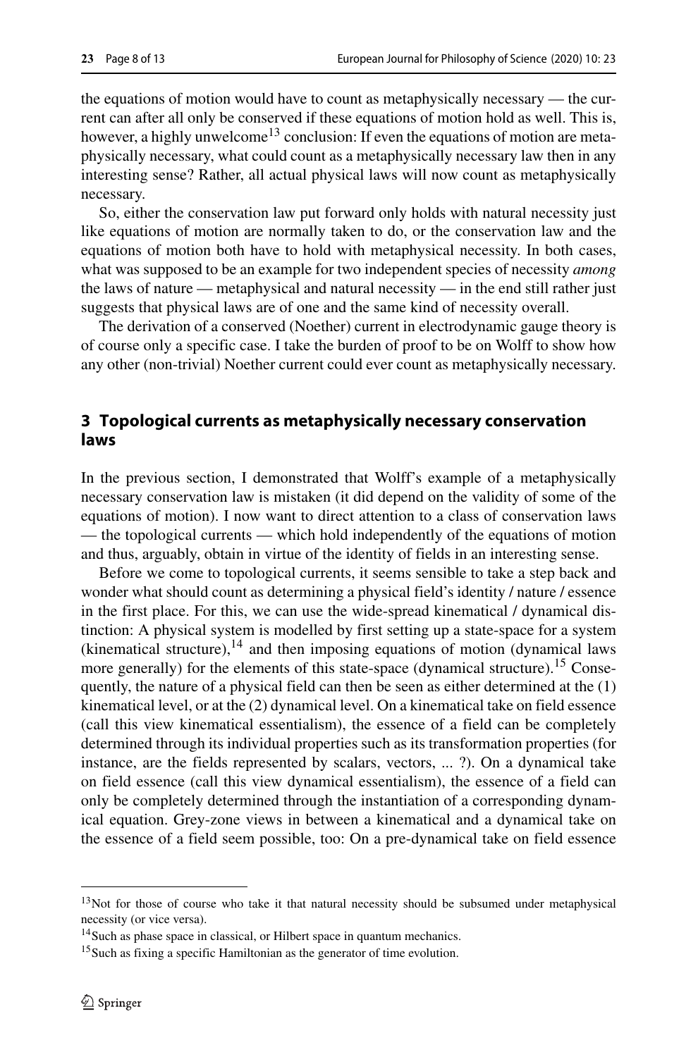the equations of motion would have to count as metaphysically necessary — the current can after all only be conserved if these equations of motion hold as well. This is, however, a highly unwelcome[13] conclusion: If even the equations of motion are metaphysically necessary, what could count as a metaphysically necessary law then in any interesting sense? Rather, all actual physical laws will now count as metaphysically necessary.

So, either the conservation law put forward only holds with natural necessity just like equations of motion are normally taken to do, or the conservation law and the equations of motion both have to hold with metaphysical necessity. In both cases, what was supposed to be an example for two independent species of necessity *among* the laws of nature — metaphysical and natural necessity — in the end still rather just suggests that physical laws are of one and the same kind of necessity overall.

The derivation of a conserved (Noether) current in electrodynamic gauge theory is of course only a specific case. I take the burden of proof to be on Wolff to show how any other (non-trivial) Noether current could ever count as metaphysically necessary.

## 3 Topological currents as metaphysically necessary conservation laws

In the previous section, I demonstrated that Wolff's example of a metaphysically necessary conservation law is mistaken (it did depend on the validity of some of the equations of motion). I now want to direct attention to a class of conservation laws — the topological currents — which hold independently of the equations of motion and thus, arguably, obtain in virtue of the identity of fields in an interesting sense.

Before we come to topological currents, it seems sensible to take a step back and wonder what should count as determining a physical field's identity / nature / essence in the first place. For this, we can use the wide-spread kinematical / dynamical distinction: A physical system is modelled by first setting up a state-space for a system (kinematical structure),[14] and then imposing equations of motion (dynamical laws more generally) for the elements of this state-space (dynamical structure).[15] Consequently, the nature of a physical field can then be seen as either determined at the (1) kinematical level, or at the (2) dynamical level. On a kinematical take on field essence (call this view kinematical essentialism), the essence of a field can be completely determined through its individual properties such as its transformation properties (for instance, are the fields represented by scalars, vectors, ... ?). On a dynamical take on field essence (call this view dynamical essentialism), the essence of a field can only be completely determined through the instantiation of a corresponding dynamical equation. Grey-zone views in between a kinematical and a dynamical take on the essence of a field seem possible, too: On a pre-dynamical take on field essence

[13] Not for those of course who take it that natural necessity should be subsumed under metaphysical necessity (or vice versa).

[14] Such as phase space in classical, or Hilbert space in quantum mechanics.

[15] Such as fixing a specific Hamiltonian as the generator of time evolution.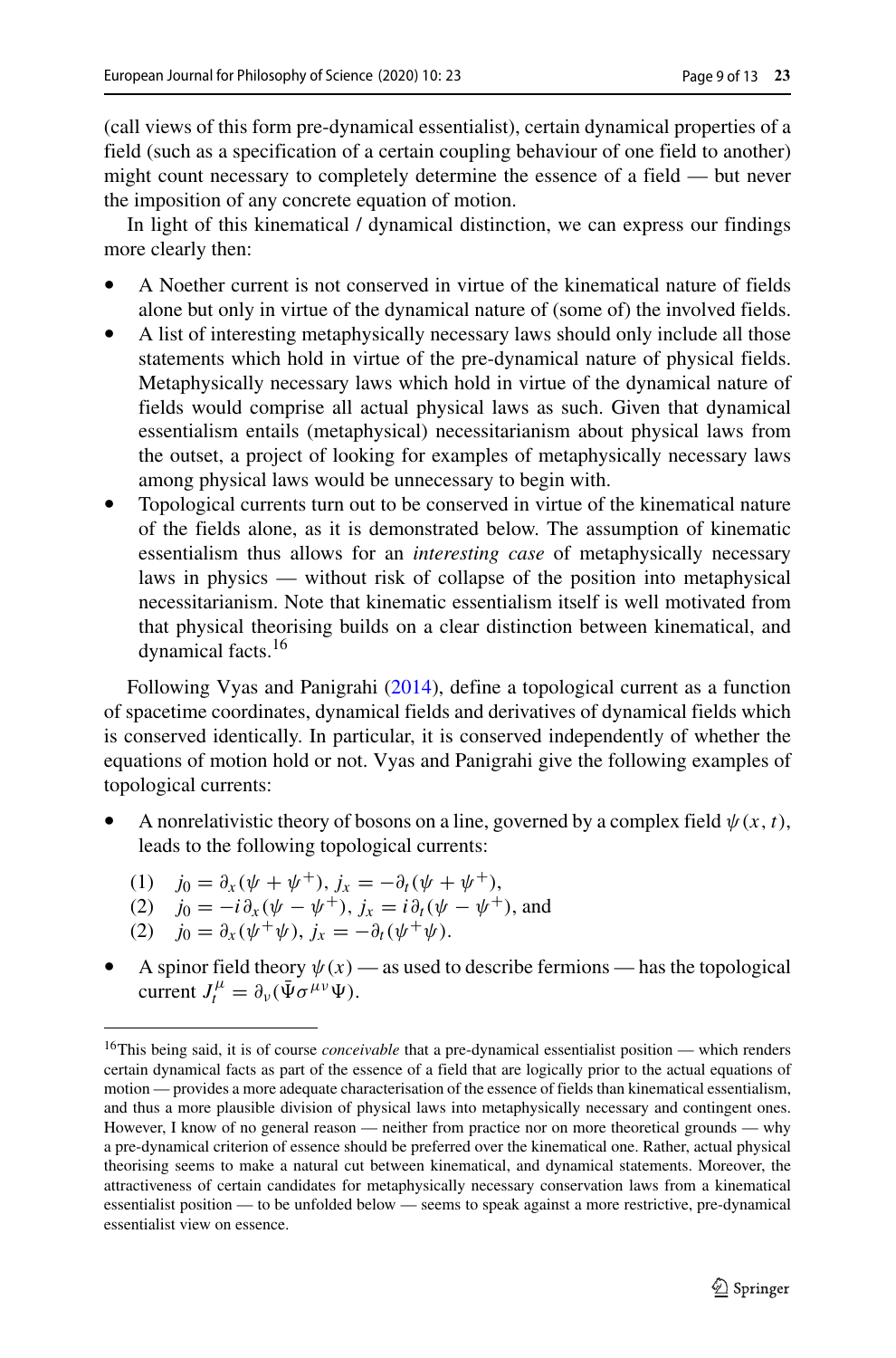(call views of this form pre-dynamical essentialist), certain dynamical properties of a field (such as a specification of a certain coupling behaviour of one field to another) might count necessary to completely determine the essence of a field — but never the imposition of any concrete equation of motion.

In light of this kinematical / dynamical distinction, we can express our findings more clearly then:

- A Noether current is not conserved in virtue of the kinematical nature of fields alone but only in virtue of the dynamical nature of (some of) the involved fields.
- A list of interesting metaphysically necessary laws should only include all those statements which hold in virtue of the pre-dynamical nature of physical fields. Metaphysically necessary laws which hold in virtue of the dynamical nature of fields would comprise all actual physical laws as such. Given that dynamical essentialism entails (metaphysical) necessitarianism about physical laws from the outset, a project of looking for examples of metaphysically necessary laws among physical laws would be unnecessary to begin with.
- Topological currents turn out to be conserved in virtue of the kinematical nature of the fields alone, as it is demonstrated below. The assumption of kinematic essentialism thus allows for an *interesting case* of metaphysically necessary laws in physics — without risk of collapse of the position into metaphysical necessitarianism. Note that kinematic essentialism itself is well motivated from that physical theorising builds on a clear distinction between kinematical, and dynamical facts.[16]

Following Vyas and Panigrahi (2014), define a topological current as a function of spacetime coordinates, dynamical fields and derivatives of dynamical fields which is conserved identically. In particular, it is conserved independently of whether the equations of motion hold or not. Vyas and Panigrahi give the following examples of topological currents:

- A nonrelativistic theory of bosons on a line, governed by a complex field $\psi(x, t)$, leads to the following topological currents:
  (1) $j_0 = \partial_x(\psi + \psi^+)$, $j_x = -\partial_t(\psi + \psi^+)$,
  (2) $j_0 = -i\partial_x(\psi - \psi^+)$, $j_x = i\partial_t(\psi - \psi^+)$, and
  (2) $j_0 = \partial_x(\psi^+\psi)$, $j_x = -\partial_t(\psi^+\psi)$.
- A spinor field theory $\psi(x)$ — as used to describe fermions — has the topological current $J_t^\mu = \partial_\nu(\bar{\Psi}\sigma^{\mu\nu}\Psi)$.

[16] This being said, it is of course *conceivable* that a pre-dynamical essentialist position — which renders certain dynamical facts as part of the essence of a field that are logically prior to the actual equations of motion — provides a more adequate characterisation of the essence of fields than kinematical essentialism, and thus a more plausible division of physical laws into metaphysically necessary and contingent ones. However, I know of no general reason — neither from practice nor on more theoretical grounds — why a pre-dynamical criterion of essence should be preferred over the kinematical one. Rather, actual physical theorising seems to make a natural cut between kinematical, and dynamical statements. Moreover, the attractiveness of certain candidates for metaphysically necessary conservation laws from a kinematical essentialist position — to be unfolded below — seems to speak against a more restrictive, pre-dynamical essentialist view on essence.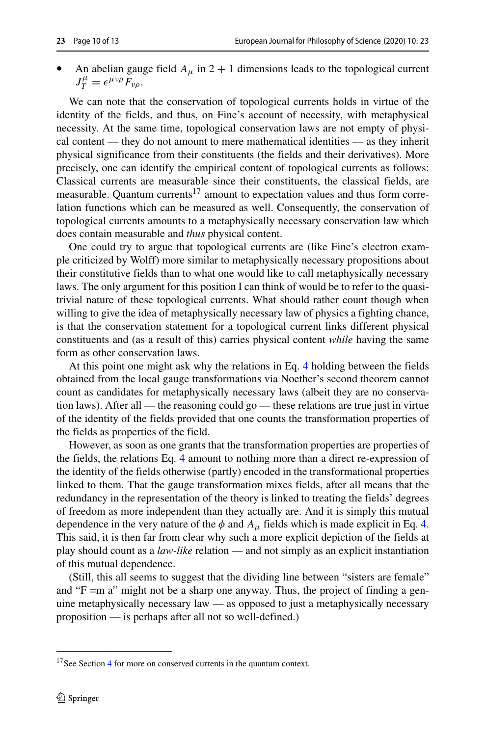- An abelian gauge field $A_\mu$ in $2+1$ dimensions leads to the topological current $J_T^\mu = \epsilon^{\mu\nu\rho} F_{\nu\rho}$.

We can note that the conservation of topological currents holds in virtue of the identity of the fields, and thus, on Fine's account of necessity, with metaphysical necessity. At the same time, topological conservation laws are not empty of physical content — they do not amount to mere mathematical identities — as they inherit physical significance from their constituents (the fields and their derivatives). More precisely, one can identify the empirical content of topological currents as follows: Classical currents are measurable since their constituents, the classical fields, are measurable. Quantum currents[17] amount to expectation values and thus form correlation functions which can be measured as well. Consequently, the conservation of topological currents amounts to a metaphysically necessary conservation law which does contain measurable and *thus* physical content.

One could try to argue that topological currents are (like Fine's electron example criticized by Wolff) more similar to metaphysically necessary propositions about their constitutive fields than to what one would like to call metaphysically necessary laws. The only argument for this position I can think of would be to refer to the quasi-trivial nature of these topological currents. What should rather count though when willing to give the idea of metaphysically necessary law of physics a fighting chance, is that the conservation statement for a topological current links different physical constituents and (as a result of this) carries physical content *while* having the same form as other conservation laws.

At this point one might ask why the relations in Eq. 4 holding between the fields obtained from the local gauge transformations via Noether's second theorem cannot count as candidates for metaphysically necessary laws (albeit they are no conservation laws). After all — the reasoning could go — these relations are true just in virtue of the identity of the fields provided that one counts the transformation properties of the fields as properties of the field.

However, as soon as one grants that the transformation properties are properties of the fields, the relations Eq. 4 amount to nothing more than a direct re-expression of the identity of the fields otherwise (partly) encoded in the transformational properties linked to them. That the gauge transformation mixes fields, after all means that the redundancy in the representation of the theory is linked to treating the fields' degrees of freedom as more independent than they actually are. And it is simply this mutual dependence in the very nature of the $\phi$ and $A_\mu$ fields which is made explicit in Eq. 4. This said, it is then far from clear why such a more explicit depiction of the fields at play should count as a *law-like* relation — and not simply as an explicit instantiation of this mutual dependence.

(Still, this all seems to suggest that the dividing line between "sisters are female" and "F =m a" might not be a sharp one anyway. Thus, the project of finding a genuine metaphysically necessary law — as opposed to just a metaphysically necessary proposition — is perhaps after all not so well-defined.)

---

[17] See Section 4 for more on conserved currents in the quantum context.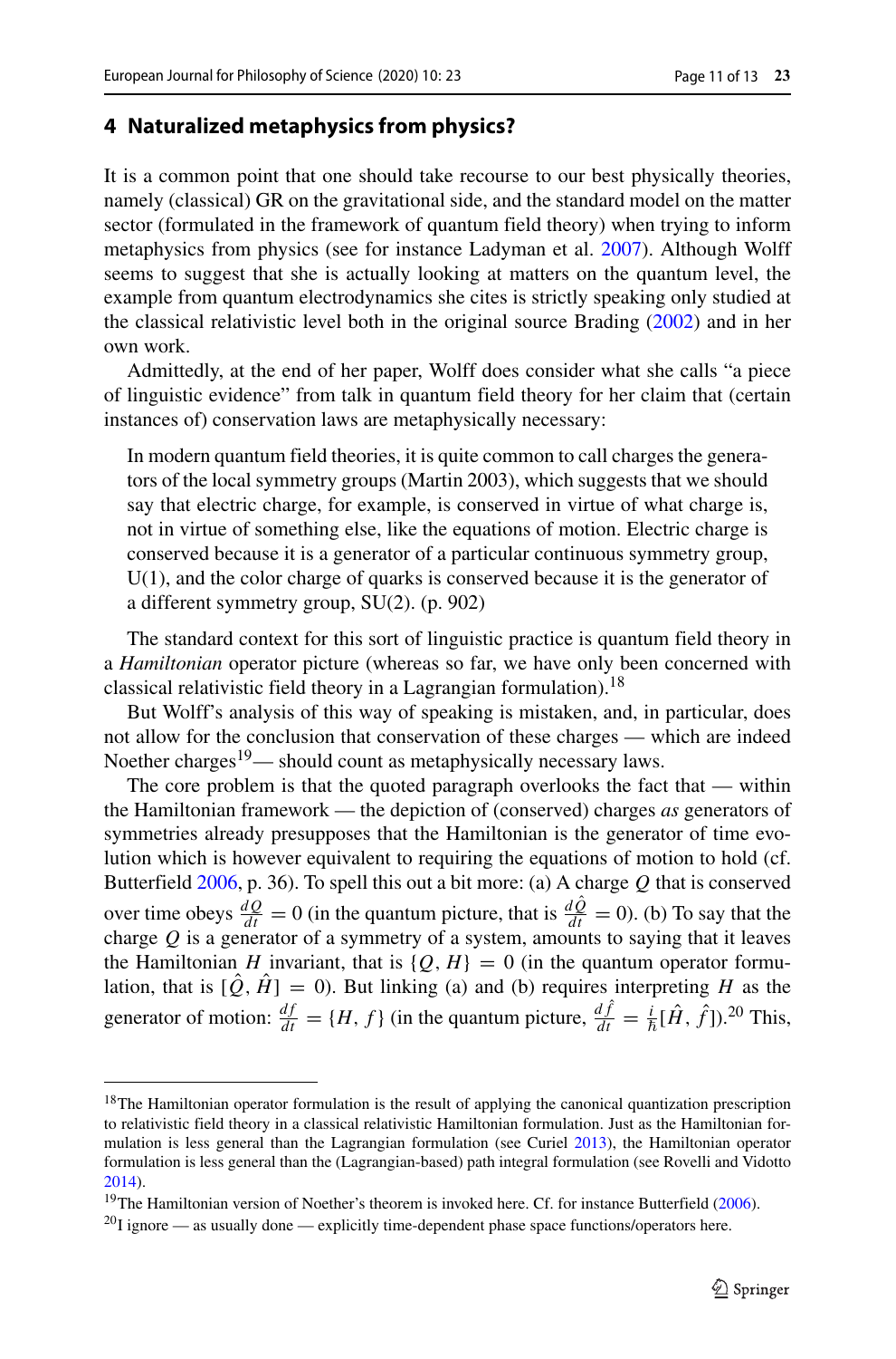## 4 Naturalized metaphysics from physics?

It is a common point that one should take recourse to our best physically theories, namely (classical) GR on the gravitational side, and the standard model on the matter sector (formulated in the framework of quantum field theory) when trying to inform metaphysics from physics (see for instance Ladyman et al. 2007). Although Wolff seems to suggest that she is actually looking at matters on the quantum level, the example from quantum electrodynamics she cites is strictly speaking only studied at the classical relativistic level both in the original source Brading (2002) and in her own work.

Admittedly, at the end of her paper, Wolff does consider what she calls "a piece of linguistic evidence" from talk in quantum field theory for her claim that (certain instances of) conservation laws are metaphysically necessary:

> In modern quantum field theories, it is quite common to call charges the generators of the local symmetry groups (Martin 2003), which suggests that we should say that electric charge, for example, is conserved in virtue of what charge is, not in virtue of something else, like the equations of motion. Electric charge is conserved because it is a generator of a particular continuous symmetry group, U(1), and the color charge of quarks is conserved because it is the generator of a different symmetry group, SU(2). (p. 902)

The standard context for this sort of linguistic practice is quantum field theory in a *Hamiltonian* operator picture (whereas so far, we have only been concerned with classical relativistic field theory in a Lagrangian formulation).[18]

But Wolff's analysis of this way of speaking is mistaken, and, in particular, does not allow for the conclusion that conservation of these charges — which are indeed Noether charges[19]— should count as metaphysically necessary laws.

The core problem is that the quoted paragraph overlooks the fact that — within the Hamiltonian framework — the depiction of (conserved) charges *as* generators of symmetries already presupposes that the Hamiltonian is the generator of time evolution which is however equivalent to requiring the equations of motion to hold (cf. Butterfield 2006, p. 36). To spell this out a bit more: (a) A charge $Q$ that is conserved over time obeys $\frac{dQ}{dt} = 0$ (in the quantum picture, that is $\frac{d\hat{Q}}{dt} = 0$). (b) To say that the charge $Q$ is a generator of a symmetry of a system, amounts to saying that it leaves the Hamiltonian $H$ invariant, that is $\{Q, H\} = 0$ (in the quantum operator formulation, that is $[\hat{Q}, \hat{H}] = 0$). But linking (a) and (b) requires interpreting $H$ as the generator of motion: $\frac{df}{dt} = \{H, f\}$ (in the quantum picture, $\frac{d\hat{f}}{dt} = \frac{i}{\hbar}[\hat{H}, \hat{f}]$).[20] This,

---

[18] The Hamiltonian operator formulation is the result of applying the canonical quantization prescription to relativistic field theory in a classical relativistic Hamiltonian formulation. Just as the Hamiltonian formulation is less general than the Lagrangian formulation (see Curiel 2013), the Hamiltonian operator formulation is less general than the (Lagrangian-based) path integral formulation (see Rovelli and Vidotto 2014).

[19] The Hamiltonian version of Noether's theorem is invoked here. Cf. for instance Butterfield (2006).

[20] I ignore — as usually done — explicitly time-dependent phase space functions/operators here.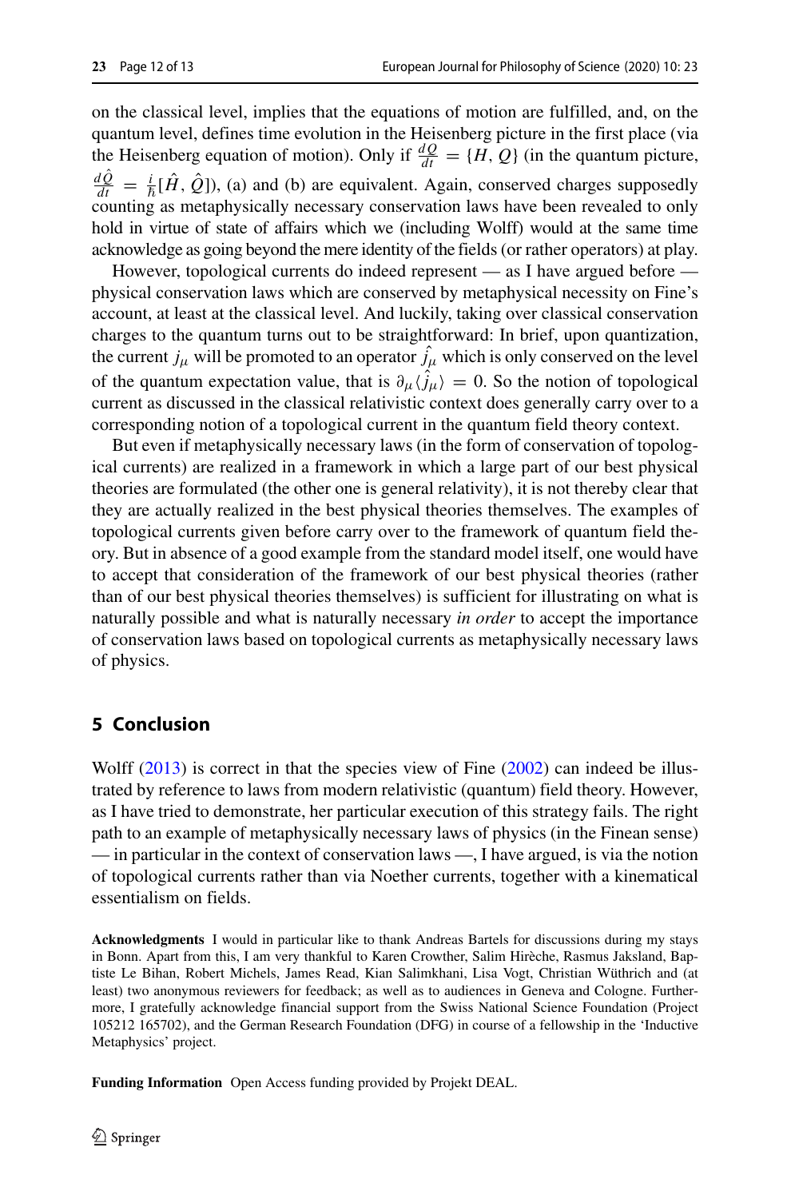on the classical level, implies that the equations of motion are fulfilled, and, on the quantum level, defines time evolution in the Heisenberg picture in the first place (via the Heisenberg equation of motion). Only if $\frac{dQ}{dt} = \{H, Q\}$ (in the quantum picture, $\frac{d\hat{Q}}{dt} = \frac{i}{\hbar}[\hat{H}, \hat{Q}]$), (a) and (b) are equivalent. Again, conserved charges supposedly counting as metaphysically necessary conservation laws have been revealed to only hold in virtue of state of affairs which we (including Wolff) would at the same time acknowledge as going beyond the mere identity of the fields (or rather operators) at play.

However, topological currents do indeed represent — as I have argued before — physical conservation laws which are conserved by metaphysical necessity on Fine's account, at least at the classical level. And luckily, taking over classical conservation charges to the quantum turns out to be straightforward: In brief, upon quantization, the current $j_\mu$ will be promoted to an operator $\hat{j}_\mu$ which is only conserved on the level of the quantum expectation value, that is $\partial_\mu \langle \hat{j}_\mu \rangle = 0$. So the notion of topological current as discussed in the classical relativistic context does generally carry over to a corresponding notion of a topological current in the quantum field theory context.

But even if metaphysically necessary laws (in the form of conservation of topological currents) are realized in a framework in which a large part of our best physical theories are formulated (the other one is general relativity), it is not thereby clear that they are actually realized in the best physical theories themselves. The examples of topological currents given before carry over to the framework of quantum field theory. But in absence of a good example from the standard model itself, one would have to accept that consideration of the framework of our best physical theories (rather than of our best physical theories themselves) is sufficient for illustrating on what is naturally possible and what is naturally necessary *in order* to accept the importance of conservation laws based on topological currents as metaphysically necessary laws of physics.

## 5 Conclusion

Wolff (2013) is correct in that the species view of Fine (2002) can indeed be illustrated by reference to laws from modern relativistic (quantum) field theory. However, as I have tried to demonstrate, her particular execution of this strategy fails. The right path to an example of metaphysically necessary laws of physics (in the Finean sense) — in particular in the context of conservation laws —, I have argued, is via the notion of topological currents rather than via Noether currents, together with a kinematical essentialism on fields.

**Acknowledgments** I would in particular like to thank Andreas Bartels for discussions during my stays in Bonn. Apart from this, I am very thankful to Karen Crowther, Salim Hirèche, Rasmus Jaksland, Baptiste Le Bihan, Robert Michels, James Read, Kian Salimkhani, Lisa Vogt, Christian Wüthrich and (at least) two anonymous reviewers for feedback; as well as to audiences in Geneva and Cologne. Furthermore, I gratefully acknowledge financial support from the Swiss National Science Foundation (Project 105212 165702), and the German Research Foundation (DFG) in course of a fellowship in the 'Inductive Metaphysics' project.

**Funding Information** Open Access funding provided by Projekt DEAL.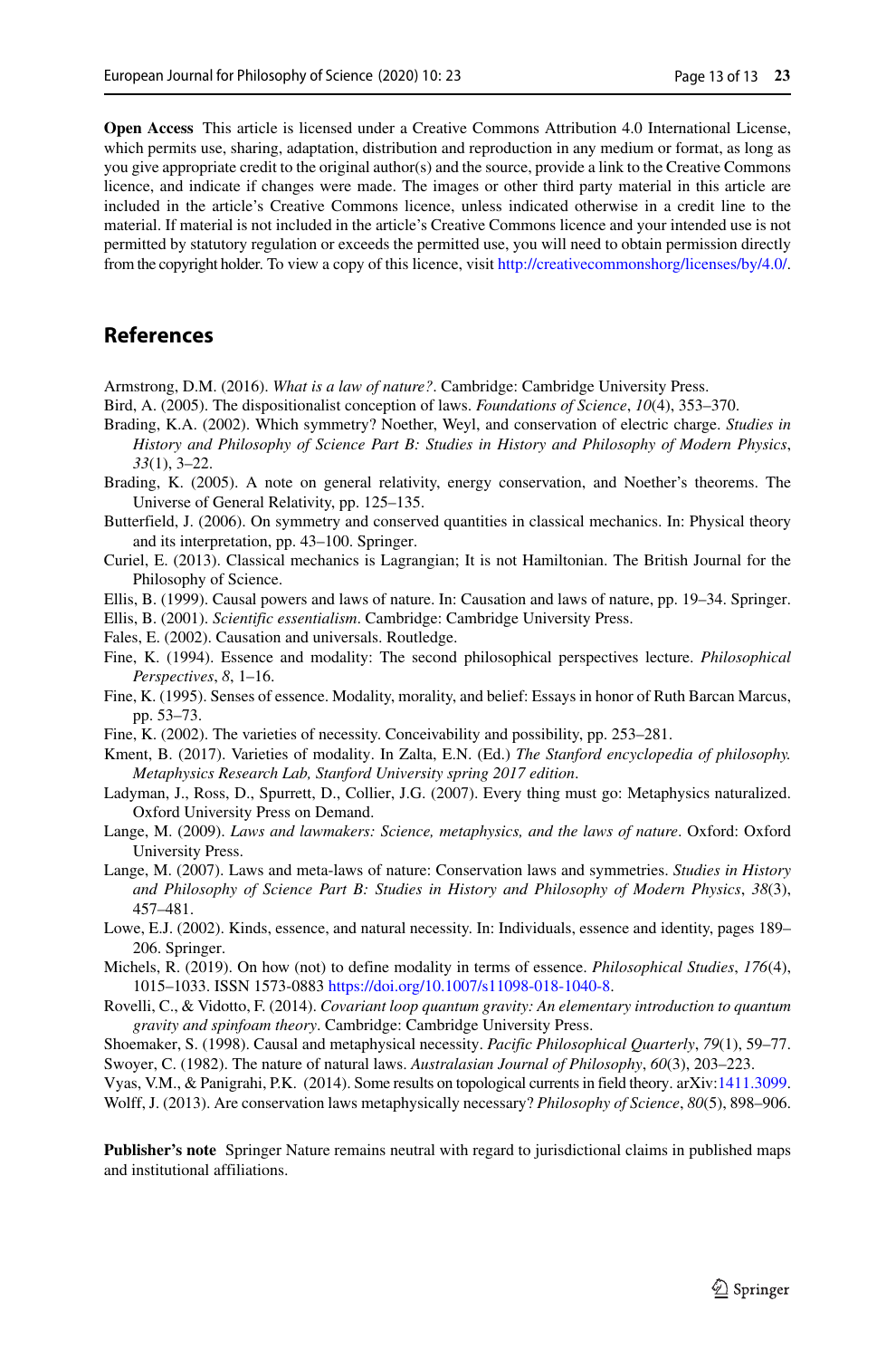**Open Access** This article is licensed under a Creative Commons Attribution 4.0 International License, which permits use, sharing, adaptation, distribution and reproduction in any medium or format, as long as you give appropriate credit to the original author(s) and the source, provide a link to the Creative Commons licence, and indicate if changes were made. The images or other third party material in this article are included in the article's Creative Commons licence, unless indicated otherwise in a credit line to the material. If material is not included in the article's Creative Commons licence and your intended use is not permitted by statutory regulation or exceeds the permitted use, you will need to obtain permission directly from the copyright holder. To view a copy of this licence, visit http://creativecommonshorg/licenses/by/4.0/.

## References

Armstrong, D.M. (2016). *What is a law of nature?*. Cambridge: Cambridge University Press.

Bird, A. (2005). The dispositionalist conception of laws. *Foundations of Science*, *10*(4), 353–370.

Brading, K.A. (2002). Which symmetry? Noether, Weyl, and conservation of electric charge. *Studies in History and Philosophy of Science Part B: Studies in History and Philosophy of Modern Physics*, *33*(1), 3–22.

Brading, K. (2005). A note on general relativity, energy conservation, and Noether's theorems. The Universe of General Relativity, pp. 125–135.

Butterfield, J. (2006). On symmetry and conserved quantities in classical mechanics. In: Physical theory and its interpretation, pp. 43–100. Springer.

Curiel, E. (2013). Classical mechanics is Lagrangian; It is not Hamiltonian. The British Journal for the Philosophy of Science.

Ellis, B. (1999). Causal powers and laws of nature. In: Causation and laws of nature, pp. 19–34. Springer.

Ellis, B. (2001). *Scientific essentialism*. Cambridge: Cambridge University Press.

Fales, E. (2002). Causation and universals. Routledge.

Fine, K. (1994). Essence and modality: The second philosophical perspectives lecture. *Philosophical Perspectives*, *8*, 1–16.

Fine, K. (1995). Senses of essence. Modality, morality, and belief: Essays in honor of Ruth Barcan Marcus, pp. 53–73.

Fine, K. (2002). The varieties of necessity. Conceivability and possibility, pp. 253–281.

Kment, B. (2017). Varieties of modality. In Zalta, E.N. (Ed.) *The Stanford encyclopedia of philosophy. Metaphysics Research Lab, Stanford University spring 2017 edition*.

Ladyman, J., Ross, D., Spurrett, D., Collier, J.G. (2007). Every thing must go: Metaphysics naturalized. Oxford University Press on Demand.

Lange, M. (2009). *Laws and lawmakers: Science, metaphysics, and the laws of nature*. Oxford: Oxford University Press.

Lange, M. (2007). Laws and meta-laws of nature: Conservation laws and symmetries. *Studies in History and Philosophy of Science Part B: Studies in History and Philosophy of Modern Physics*, *38*(3), 457–481.

Lowe, E.J. (2002). Kinds, essence, and natural necessity. In: Individuals, essence and identity, pages 189–206. Springer.

Michels, R. (2019). On how (not) to define modality in terms of essence. *Philosophical Studies*, *176*(4), 1015–1033. ISSN 1573-0883 https://doi.org/10.1007/s11098-018-1040-8.

Rovelli, C., & Vidotto, F. (2014). *Covariant loop quantum gravity: An elementary introduction to quantum gravity and spinfoam theory*. Cambridge: Cambridge University Press.

Shoemaker, S. (1998). Causal and metaphysical necessity. *Pacific Philosophical Quarterly*, *79*(1), 59–77.

Swoyer, C. (1982). The nature of natural laws. *Australasian Journal of Philosophy*, *60*(3), 203–223.

Vyas, V.M., & Panigrahi, P.K. (2014). Some results on topological currents in field theory. arXiv:1411.3099.

Wolff, J. (2013). Are conservation laws metaphysically necessary? *Philosophy of Science*, *80*(5), 898–906.

**Publisher's note** Springer Nature remains neutral with regard to jurisdictional claims in published maps and institutional affiliations.